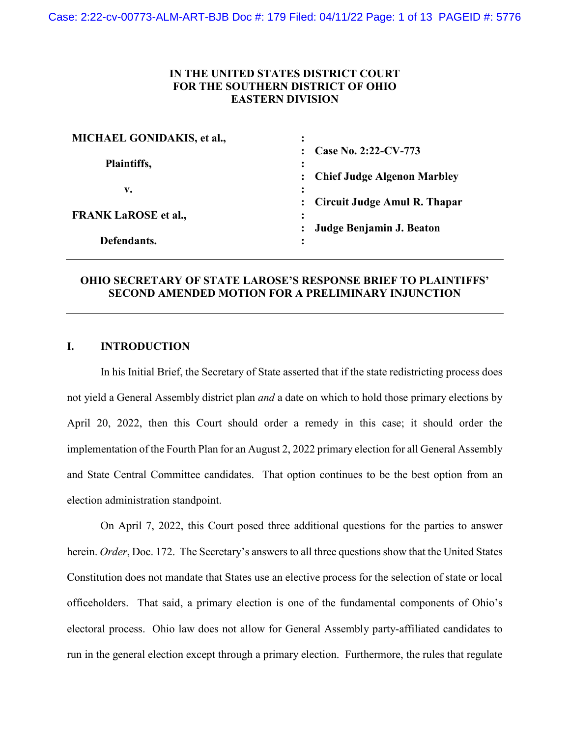**IN THE UNITED STATES DISTRICT COURT**
**FOR THE SOUTHERN DISTRICT OF OHIO**
**EASTERN DIVISION**

| | |
|---|---|
| **MICHAEL GONIDAKIS, et al.,** | : |
| | : **Case No. 2:22-CV-773** |
| **Plaintiffs,** | : |
| | : **Chief Judge Algenon Marbley** |
| **v.** | : |
| | : **Circuit Judge Amul R. Thapar** |
| **FRANK LaROSE et al.,** | : |
| | : **Judge Benjamin J. Beaton** |
| **Defendants.** | : |

---

**OHIO SECRETARY OF STATE LAROSE'S RESPONSE BRIEF TO PLAINTIFFS' SECOND AMENDED MOTION FOR A PRELIMINARY INJUNCTION**

---

## I. INTRODUCTION

In his Initial Brief, the Secretary of State asserted that if the state redistricting process does not yield a General Assembly district plan *and* a date on which to hold those primary elections by April 20, 2022, then this Court should order a remedy in this case; it should order the implementation of the Fourth Plan for an August 2, 2022 primary election for all General Assembly and State Central Committee candidates. That option continues to be the best option from an election administration standpoint.

On April 7, 2022, this Court posed three additional questions for the parties to answer herein. *Order*, Doc. 172. The Secretary's answers to all three questions show that the United States Constitution does not mandate that States use an elective process for the selection of state or local officeholders. That said, a primary election is one of the fundamental components of Ohio's electoral process. Ohio law does not allow for General Assembly party-affiliated candidates to run in the general election except through a primary election. Furthermore, the rules that regulate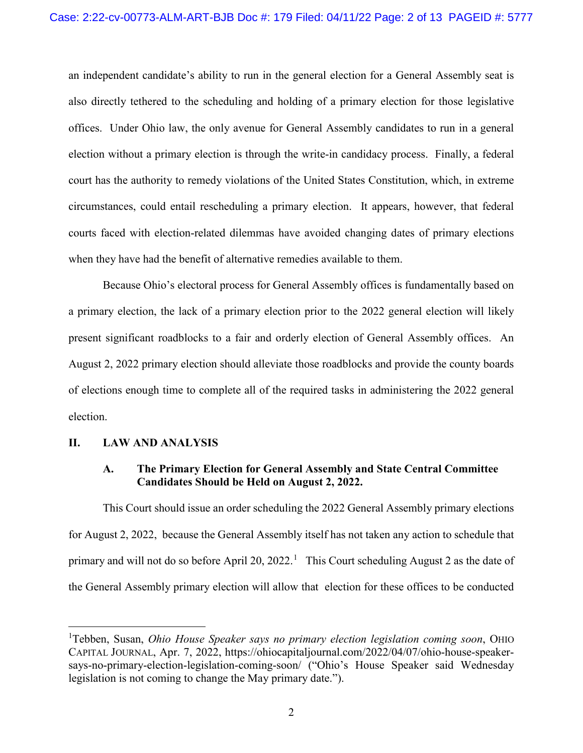an independent candidate's ability to run in the general election for a General Assembly seat is also directly tethered to the scheduling and holding of a primary election for those legislative offices. Under Ohio law, the only avenue for General Assembly candidates to run in a general election without a primary election is through the write-in candidacy process. Finally, a federal court has the authority to remedy violations of the United States Constitution, which, in extreme circumstances, could entail rescheduling a primary election. It appears, however, that federal courts faced with election-related dilemmas have avoided changing dates of primary elections when they have had the benefit of alternative remedies available to them.

Because Ohio's electoral process for General Assembly offices is fundamentally based on a primary election, the lack of a primary election prior to the 2022 general election will likely present significant roadblocks to a fair and orderly election of General Assembly offices. An August 2, 2022 primary election should alleviate those roadblocks and provide the county boards of elections enough time to complete all of the required tasks in administering the 2022 general election.

## II. LAW AND ANALYSIS

### A. The Primary Election for General Assembly and State Central Committee Candidates Should be Held on August 2, 2022.

This Court should issue an order scheduling the 2022 General Assembly primary elections for August 2, 2022, because the General Assembly itself has not taken any action to schedule that primary and will not do so before April 20, 2022.[1] This Court scheduling August 2 as the date of the General Assembly primary election will allow that election for these offices to be conducted

---

[1] Tebben, Susan, *Ohio House Speaker says no primary election legislation coming soon*, OHIO CAPITAL JOURNAL, Apr. 7, 2022, https://ohiocapitaljournal.com/2022/04/07/ohio-house-speaker-says-no-primary-election-legislation-coming-soon/ ("Ohio's House Speaker said Wednesday legislation is not coming to change the May primary date.").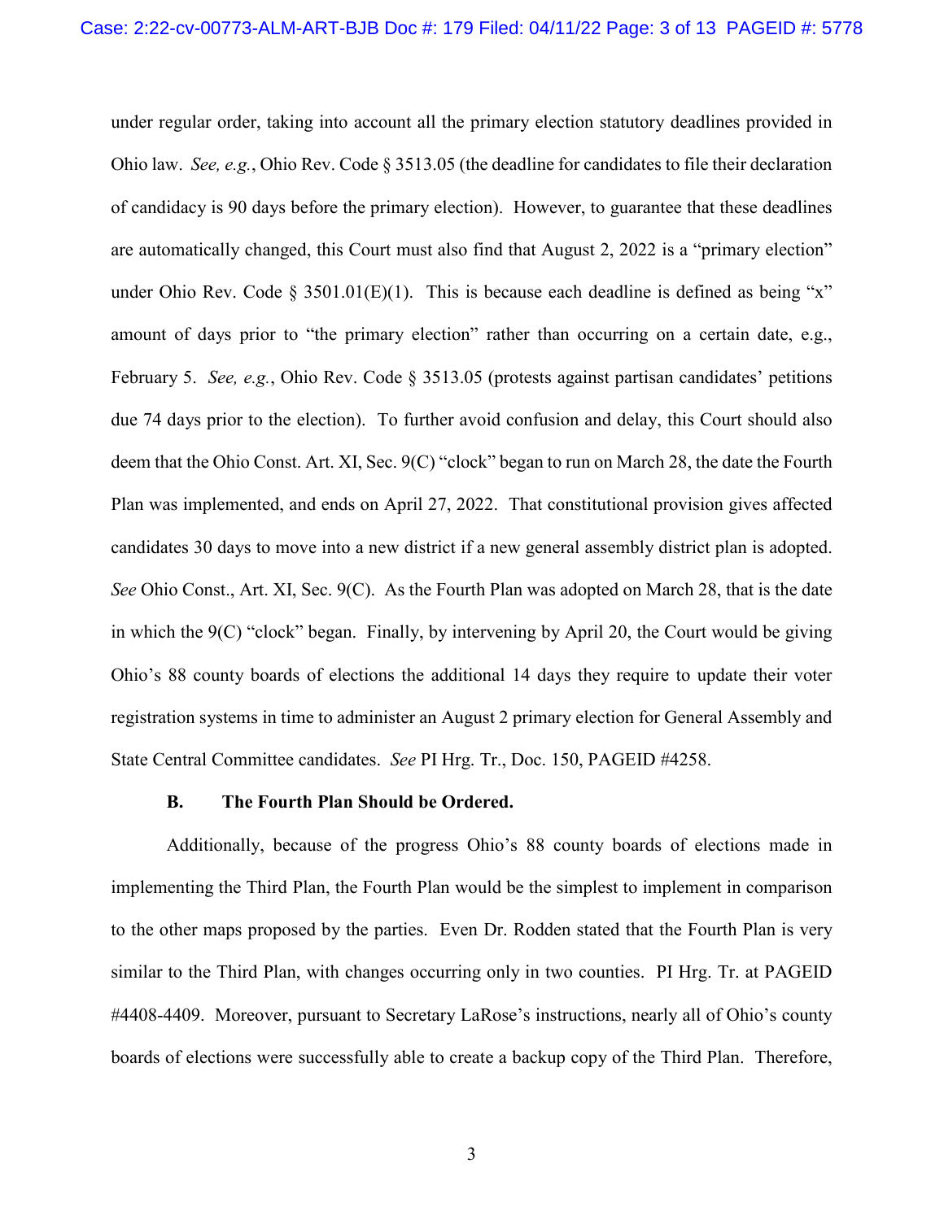under regular order, taking into account all the primary election statutory deadlines provided in Ohio law. *See, e.g.*, Ohio Rev. Code § 3513.05 (the deadline for candidates to file their declaration of candidacy is 90 days before the primary election). However, to guarantee that these deadlines are automatically changed, this Court must also find that August 2, 2022 is a "primary election" under Ohio Rev. Code § 3501.01(E)(1). This is because each deadline is defined as being "x" amount of days prior to "the primary election" rather than occurring on a certain date, e.g., February 5. *See, e.g.*, Ohio Rev. Code § 3513.05 (protests against partisan candidates' petitions due 74 days prior to the election). To further avoid confusion and delay, this Court should also deem that the Ohio Const. Art. XI, Sec. 9(C) "clock" began to run on March 28, the date the Fourth Plan was implemented, and ends on April 27, 2022. That constitutional provision gives affected candidates 30 days to move into a new district if a new general assembly district plan is adopted. *See* Ohio Const., Art. XI, Sec. 9(C). As the Fourth Plan was adopted on March 28, that is the date in which the 9(C) "clock" began. Finally, by intervening by April 20, the Court would be giving Ohio's 88 county boards of elections the additional 14 days they require to update their voter registration systems in time to administer an August 2 primary election for General Assembly and State Central Committee candidates. *See* PI Hrg. Tr., Doc. 150, PAGEID #4258.

### B. The Fourth Plan Should be Ordered.

Additionally, because of the progress Ohio's 88 county boards of elections made in implementing the Third Plan, the Fourth Plan would be the simplest to implement in comparison to the other maps proposed by the parties. Even Dr. Rodden stated that the Fourth Plan is very similar to the Third Plan, with changes occurring only in two counties. PI Hrg. Tr. at PAGEID #4408-4409. Moreover, pursuant to Secretary LaRose's instructions, nearly all of Ohio's county boards of elections were successfully able to create a backup copy of the Third Plan. Therefore,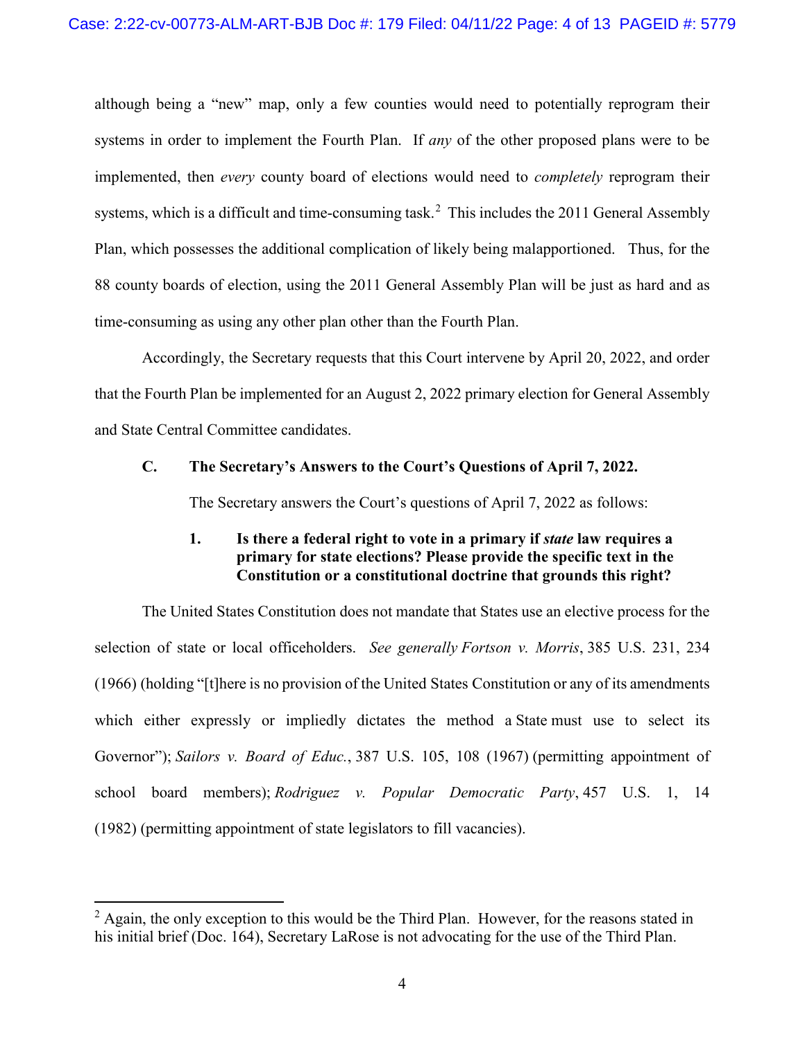although being a "new" map, only a few counties would need to potentially reprogram their systems in order to implement the Fourth Plan. If *any* of the other proposed plans were to be implemented, then *every* county board of elections would need to *completely* reprogram their systems, which is a difficult and time-consuming task.[2] This includes the 2011 General Assembly Plan, which possesses the additional complication of likely being malapportioned. Thus, for the 88 county boards of election, using the 2011 General Assembly Plan will be just as hard and as time-consuming as using any other plan other than the Fourth Plan.

Accordingly, the Secretary requests that this Court intervene by April 20, 2022, and order that the Fourth Plan be implemented for an August 2, 2022 primary election for General Assembly and State Central Committee candidates.

### C. The Secretary's Answers to the Court's Questions of April 7, 2022.

The Secretary answers the Court's questions of April 7, 2022 as follows:

#### 1. Is there a federal right to vote in a primary if *state* law requires a primary for state elections? Please provide the specific text in the Constitution or a constitutional doctrine that grounds this right?

The United States Constitution does not mandate that States use an elective process for the selection of state or local officeholders. *See generally Fortson v. Morris*, 385 U.S. 231, 234 (1966) (holding "[t]here is no provision of the United States Constitution or any of its amendments which either expressly or impliedly dictates the method a State must use to select its Governor"); *Sailors v. Board of Educ.*, 387 U.S. 105, 108 (1967) (permitting appointment of school board members); *Rodriguez v. Popular Democratic Party*, 457 U.S. 1, 14 (1982) (permitting appointment of state legislators to fill vacancies).

---

[2] Again, the only exception to this would be the Third Plan. However, for the reasons stated in his initial brief (Doc. 164), Secretary LaRose is not advocating for the use of the Third Plan.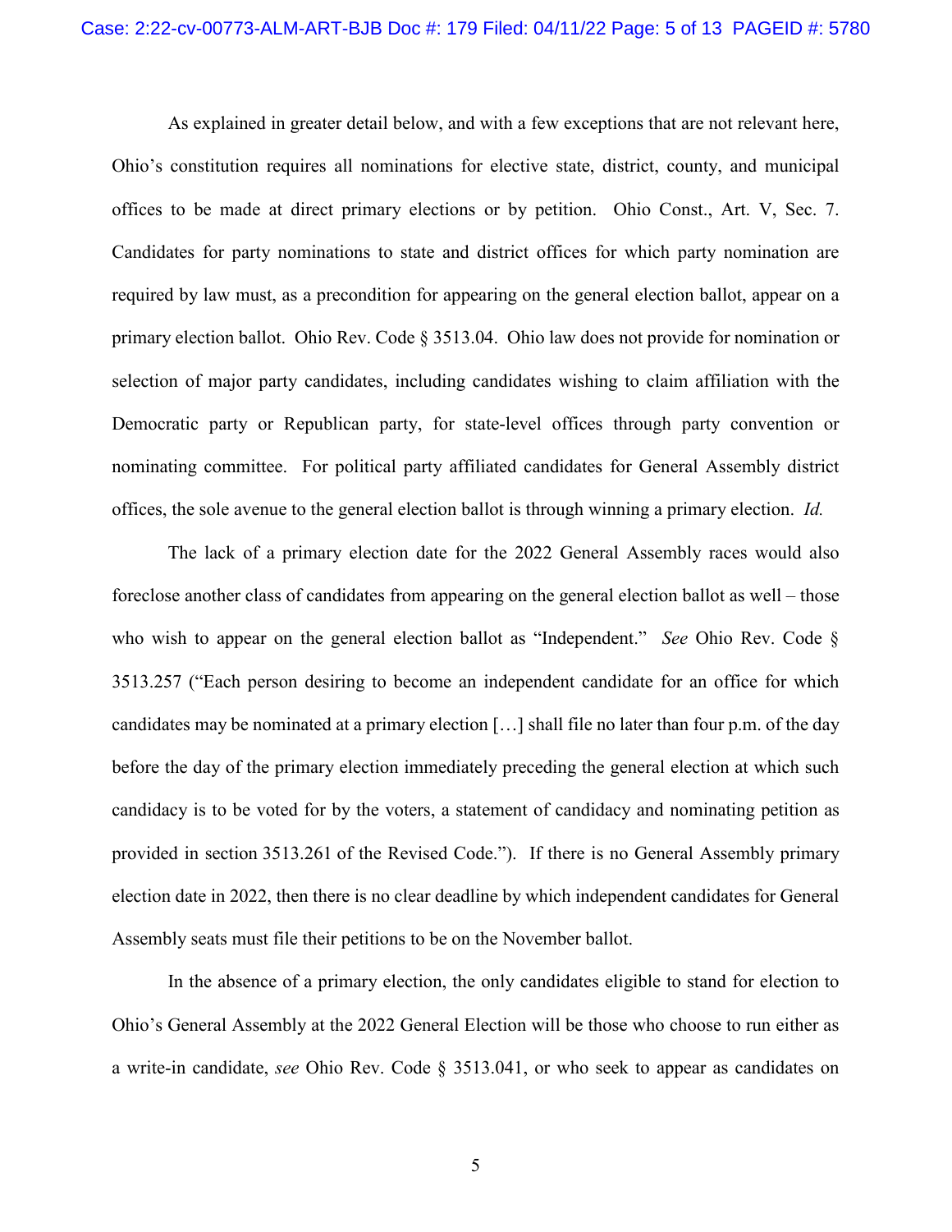As explained in greater detail below, and with a few exceptions that are not relevant here, Ohio's constitution requires all nominations for elective state, district, county, and municipal offices to be made at direct primary elections or by petition. Ohio Const., Art. V, Sec. 7. Candidates for party nominations to state and district offices for which party nomination are required by law must, as a precondition for appearing on the general election ballot, appear on a primary election ballot. Ohio Rev. Code § 3513.04. Ohio law does not provide for nomination or selection of major party candidates, including candidates wishing to claim affiliation with the Democratic party or Republican party, for state-level offices through party convention or nominating committee. For political party affiliated candidates for General Assembly district offices, the sole avenue to the general election ballot is through winning a primary election. *Id.*

The lack of a primary election date for the 2022 General Assembly races would also foreclose another class of candidates from appearing on the general election ballot as well – those who wish to appear on the general election ballot as "Independent." *See* Ohio Rev. Code § 3513.257 ("Each person desiring to become an independent candidate for an office for which candidates may be nominated at a primary election […] shall file no later than four p.m. of the day before the day of the primary election immediately preceding the general election at which such candidacy is to be voted for by the voters, a statement of candidacy and nominating petition as provided in section 3513.261 of the Revised Code."). If there is no General Assembly primary election date in 2022, then there is no clear deadline by which independent candidates for General Assembly seats must file their petitions to be on the November ballot.

In the absence of a primary election, the only candidates eligible to stand for election to Ohio's General Assembly at the 2022 General Election will be those who choose to run either as a write-in candidate, *see* Ohio Rev. Code § 3513.041, or who seek to appear as candidates on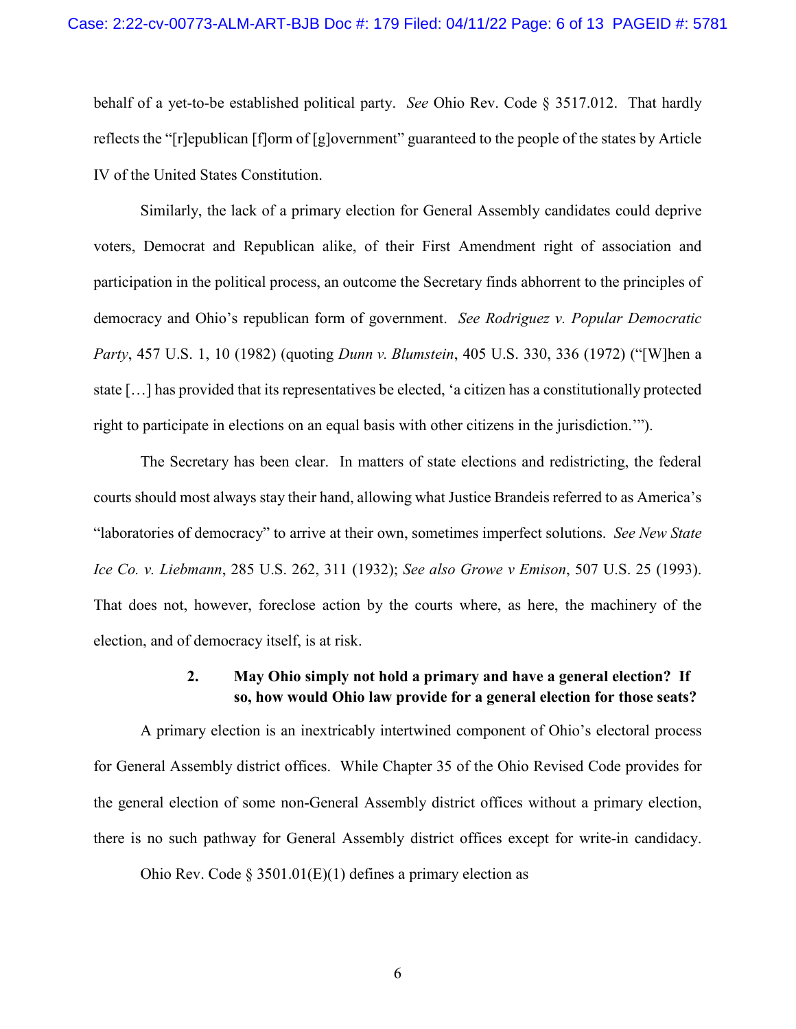behalf of a yet-to-be established political party. *See* Ohio Rev. Code § 3517.012. That hardly reflects the "[r]epublican [f]orm of [g]overnment" guaranteed to the people of the states by Article IV of the United States Constitution.

Similarly, the lack of a primary election for General Assembly candidates could deprive voters, Democrat and Republican alike, of their First Amendment right of association and participation in the political process, an outcome the Secretary finds abhorrent to the principles of democracy and Ohio's republican form of government. *See Rodriguez v. Popular Democratic Party*, 457 U.S. 1, 10 (1982) (quoting *Dunn v. Blumstein*, 405 U.S. 330, 336 (1972) ("[W]hen a state […] has provided that its representatives be elected, 'a citizen has a constitutionally protected right to participate in elections on an equal basis with other citizens in the jurisdiction.'").

The Secretary has been clear. In matters of state elections and redistricting, the federal courts should most always stay their hand, allowing what Justice Brandeis referred to as America's "laboratories of democracy" to arrive at their own, sometimes imperfect solutions. *See New State Ice Co. v. Liebmann*, 285 U.S. 262, 311 (1932); *See also Growe v Emison*, 507 U.S. 25 (1993). That does not, however, foreclose action by the courts where, as here, the machinery of the election, and of democracy itself, is at risk.

### 2. May Ohio simply not hold a primary and have a general election? If so, how would Ohio law provide for a general election for those seats?

A primary election is an inextricably intertwined component of Ohio's electoral process for General Assembly district offices. While Chapter 35 of the Ohio Revised Code provides for the general election of some non-General Assembly district offices without a primary election, there is no such pathway for General Assembly district offices except for write-in candidacy.

Ohio Rev. Code § 3501.01(E)(1) defines a primary election as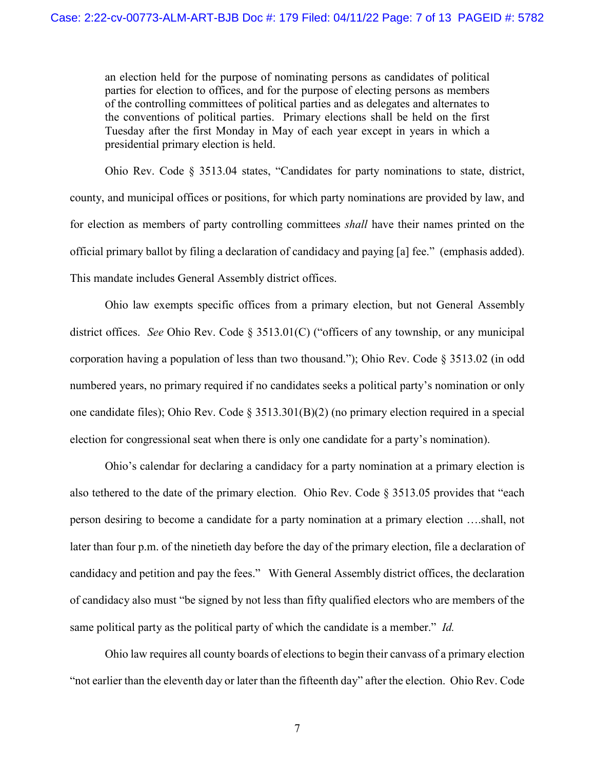> an election held for the purpose of nominating persons as candidates of political parties for election to offices, and for the purpose of electing persons as members of the controlling committees of political parties and as delegates and alternates to the conventions of political parties. Primary elections shall be held on the first Tuesday after the first Monday in May of each year except in years in which a presidential primary election is held.

Ohio Rev. Code § 3513.04 states, "Candidates for party nominations to state, district, county, and municipal offices or positions, for which party nominations are provided by law, and for election as members of party controlling committees *shall* have their names printed on the official primary ballot by filing a declaration of candidacy and paying [a] fee." (emphasis added). This mandate includes General Assembly district offices.

Ohio law exempts specific offices from a primary election, but not General Assembly district offices. *See* Ohio Rev. Code § 3513.01(C) ("officers of any township, or any municipal corporation having a population of less than two thousand."); Ohio Rev. Code § 3513.02 (in odd numbered years, no primary required if no candidates seeks a political party's nomination or only one candidate files); Ohio Rev. Code § 3513.301(B)(2) (no primary election required in a special election for congressional seat when there is only one candidate for a party's nomination).

Ohio's calendar for declaring a candidacy for a party nomination at a primary election is also tethered to the date of the primary election. Ohio Rev. Code § 3513.05 provides that "each person desiring to become a candidate for a party nomination at a primary election ….shall, not later than four p.m. of the ninetieth day before the day of the primary election, file a declaration of candidacy and petition and pay the fees." With General Assembly district offices, the declaration of candidacy also must "be signed by not less than fifty qualified electors who are members of the same political party as the political party of which the candidate is a member." *Id.*

Ohio law requires all county boards of elections to begin their canvass of a primary election "not earlier than the eleventh day or later than the fifteenth day" after the election. Ohio Rev. Code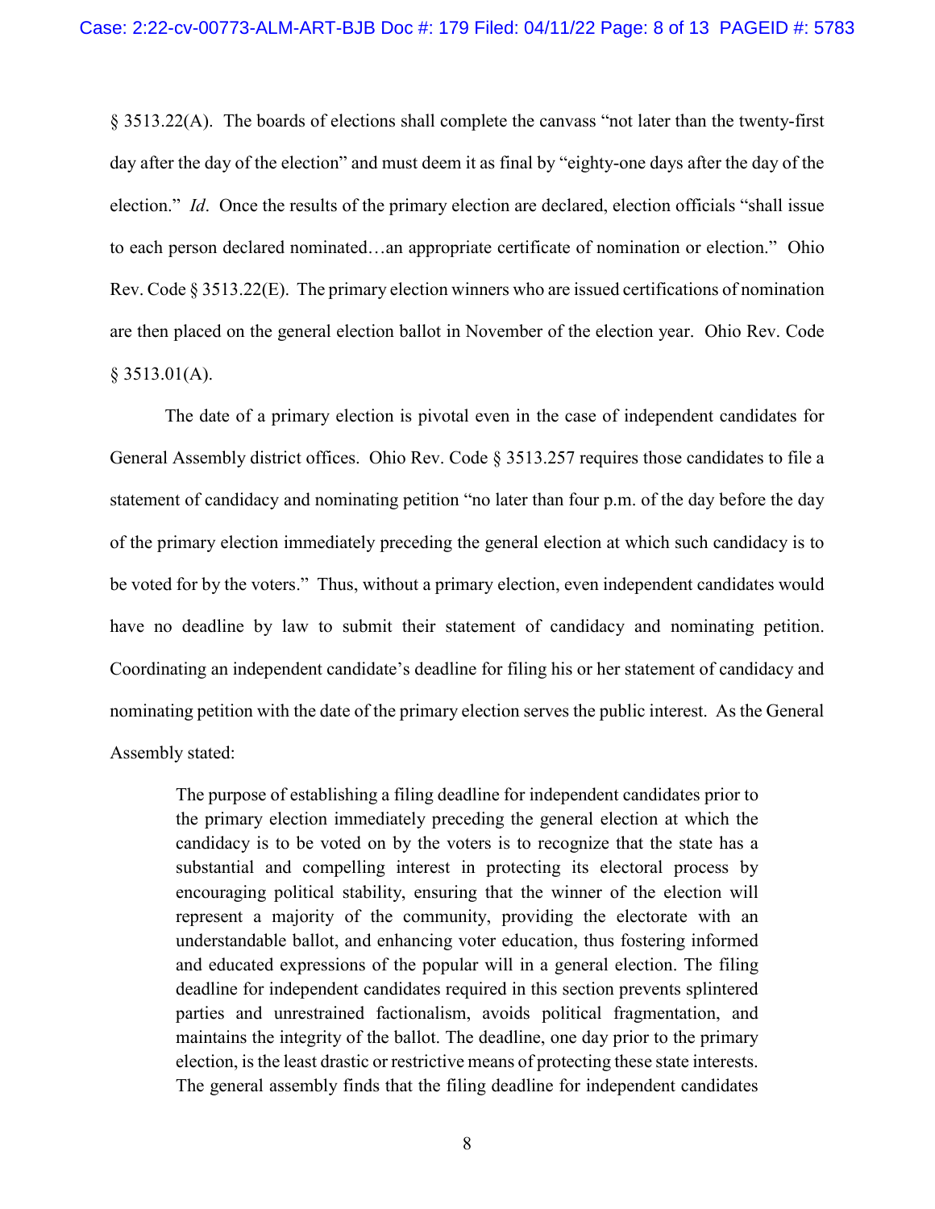§ 3513.22(A). The boards of elections shall complete the canvass "not later than the twenty-first day after the day of the election" and must deem it as final by "eighty-one days after the day of the election." *Id*. Once the results of the primary election are declared, election officials "shall issue to each person declared nominated…an appropriate certificate of nomination or election." Ohio Rev. Code § 3513.22(E). The primary election winners who are issued certifications of nomination are then placed on the general election ballot in November of the election year. Ohio Rev. Code § 3513.01(A).

The date of a primary election is pivotal even in the case of independent candidates for General Assembly district offices. Ohio Rev. Code § 3513.257 requires those candidates to file a statement of candidacy and nominating petition "no later than four p.m. of the day before the day of the primary election immediately preceding the general election at which such candidacy is to be voted for by the voters." Thus, without a primary election, even independent candidates would have no deadline by law to submit their statement of candidacy and nominating petition. Coordinating an independent candidate's deadline for filing his or her statement of candidacy and nominating petition with the date of the primary election serves the public interest. As the General Assembly stated:

> The purpose of establishing a filing deadline for independent candidates prior to the primary election immediately preceding the general election at which the candidacy is to be voted on by the voters is to recognize that the state has a substantial and compelling interest in protecting its electoral process by encouraging political stability, ensuring that the winner of the election will represent a majority of the community, providing the electorate with an understandable ballot, and enhancing voter education, thus fostering informed and educated expressions of the popular will in a general election. The filing deadline for independent candidates required in this section prevents splintered parties and unrestrained factionalism, avoids political fragmentation, and maintains the integrity of the ballot. The deadline, one day prior to the primary election, is the least drastic or restrictive means of protecting these state interests. The general assembly finds that the filing deadline for independent candidates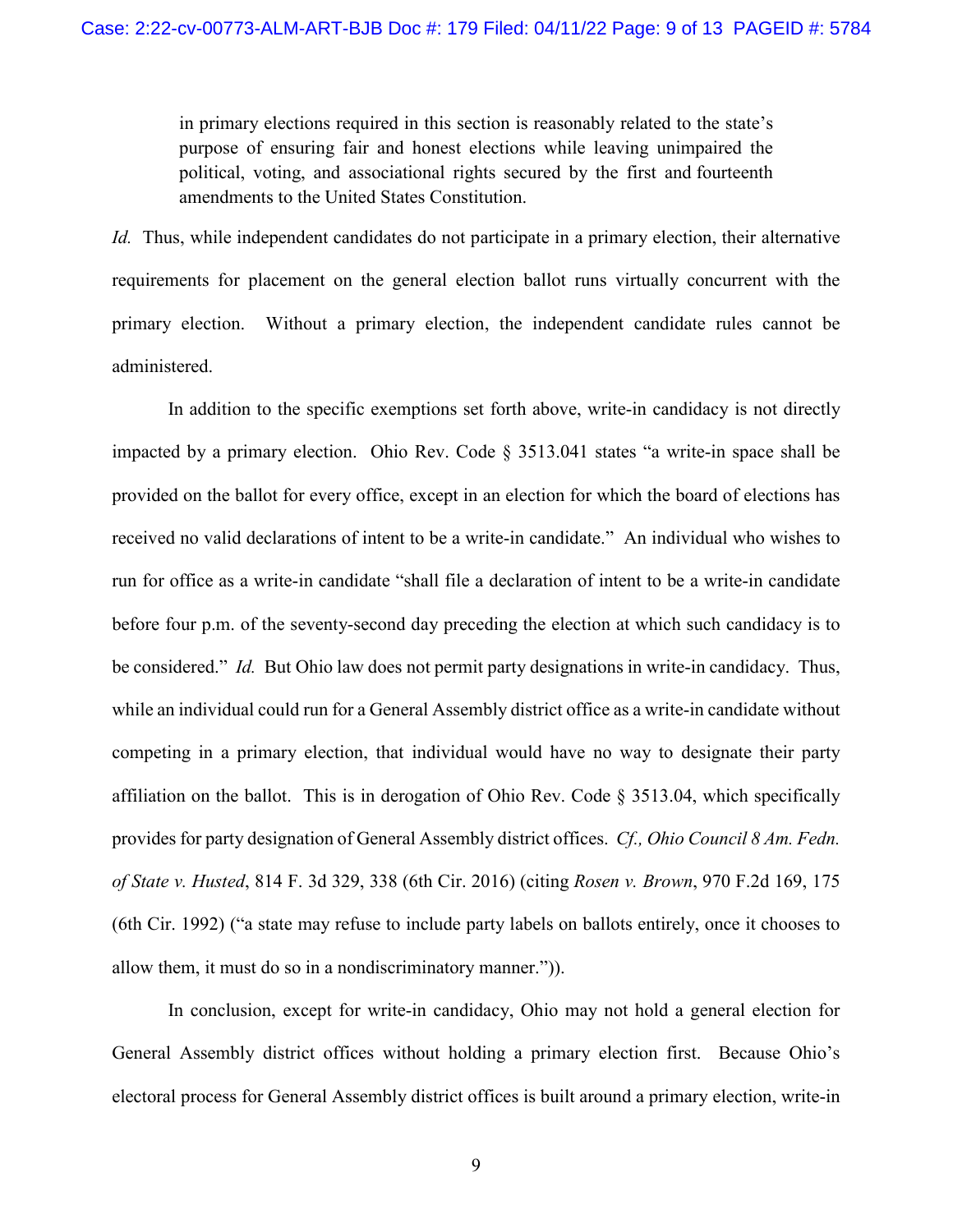> in primary elections required in this section is reasonably related to the state's purpose of ensuring fair and honest elections while leaving unimpaired the political, voting, and associational rights secured by the first and fourteenth amendments to the United States Constitution.

*Id.* Thus, while independent candidates do not participate in a primary election, their alternative requirements for placement on the general election ballot runs virtually concurrent with the primary election. Without a primary election, the independent candidate rules cannot be administered.

In addition to the specific exemptions set forth above, write-in candidacy is not directly impacted by a primary election. Ohio Rev. Code § 3513.041 states "a write-in space shall be provided on the ballot for every office, except in an election for which the board of elections has received no valid declarations of intent to be a write-in candidate." An individual who wishes to run for office as a write-in candidate "shall file a declaration of intent to be a write-in candidate before four p.m. of the seventy-second day preceding the election at which such candidacy is to be considered." *Id.* But Ohio law does not permit party designations in write-in candidacy. Thus, while an individual could run for a General Assembly district office as a write-in candidate without competing in a primary election, that individual would have no way to designate their party affiliation on the ballot. This is in derogation of Ohio Rev. Code § 3513.04, which specifically provides for party designation of General Assembly district offices. *Cf., Ohio Council 8 Am. Fedn. of State v. Husted*, 814 F. 3d 329, 338 (6th Cir. 2016) (citing *Rosen v. Brown*, 970 F.2d 169, 175 (6th Cir. 1992) ("a state may refuse to include party labels on ballots entirely, once it chooses to allow them, it must do so in a nondiscriminatory manner.")).

In conclusion, except for write-in candidacy, Ohio may not hold a general election for General Assembly district offices without holding a primary election first. Because Ohio's electoral process for General Assembly district offices is built around a primary election, write-in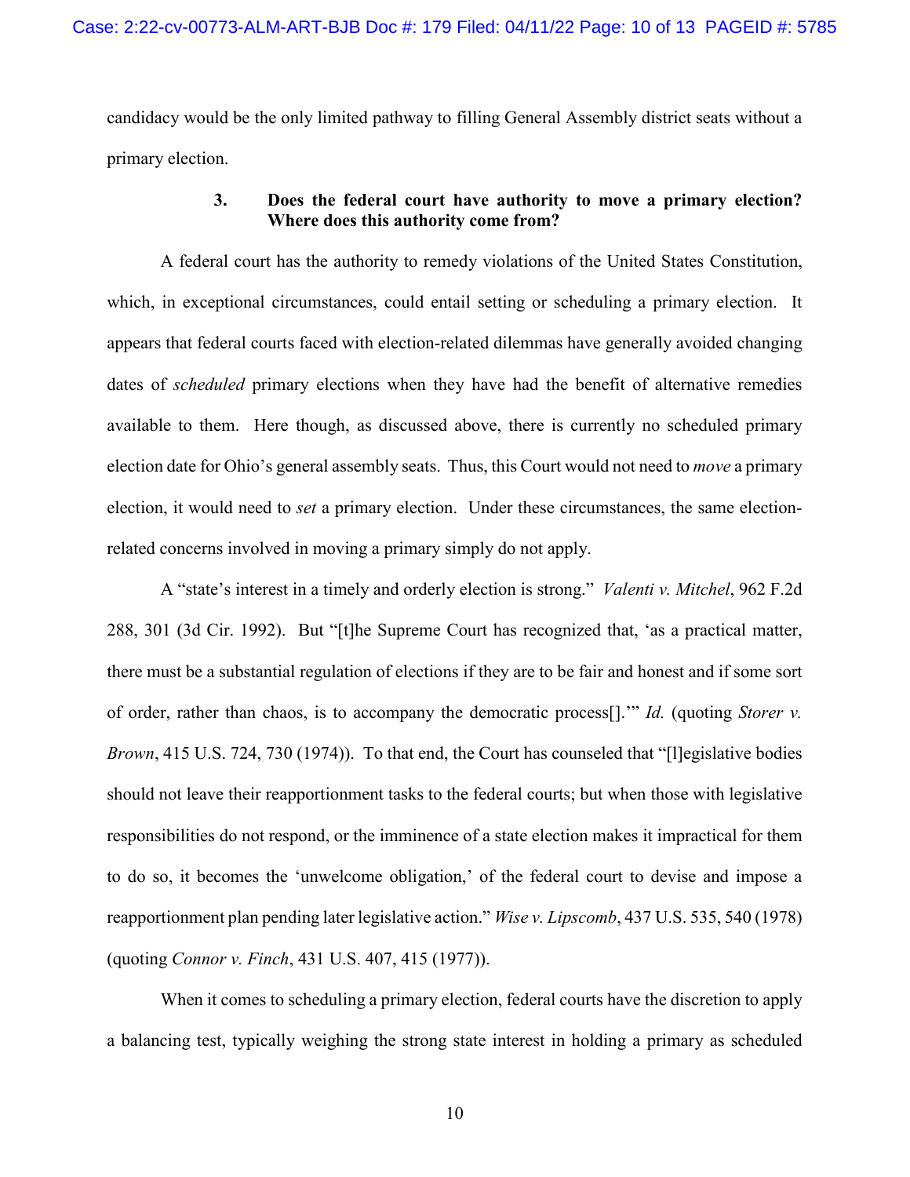candidacy would be the only limited pathway to filling General Assembly district seats without a primary election.

### 3. Does the federal court have authority to move a primary election? Where does this authority come from?

A federal court has the authority to remedy violations of the United States Constitution, which, in exceptional circumstances, could entail setting or scheduling a primary election. It appears that federal courts faced with election-related dilemmas have generally avoided changing dates of *scheduled* primary elections when they have had the benefit of alternative remedies available to them. Here though, as discussed above, there is currently no scheduled primary election date for Ohio's general assembly seats. Thus, this Court would not need to *move* a primary election, it would need to *set* a primary election. Under these circumstances, the same election-related concerns involved in moving a primary simply do not apply.

A "state's interest in a timely and orderly election is strong." *Valenti v. Mitchel*, 962 F.2d 288, 301 (3d Cir. 1992). But "[t]he Supreme Court has recognized that, 'as a practical matter, there must be a substantial regulation of elections if they are to be fair and honest and if some sort of order, rather than chaos, is to accompany the democratic process[].'" *Id.* (quoting *Storer v. Brown*, 415 U.S. 724, 730 (1974)). To that end, the Court has counseled that "[l]egislative bodies should not leave their reapportionment tasks to the federal courts; but when those with legislative responsibilities do not respond, or the imminence of a state election makes it impractical for them to do so, it becomes the 'unwelcome obligation,' of the federal court to devise and impose a reapportionment plan pending later legislative action." *Wise v. Lipscomb*, 437 U.S. 535, 540 (1978) (quoting *Connor v. Finch*, 431 U.S. 407, 415 (1977)).

When it comes to scheduling a primary election, federal courts have the discretion to apply a balancing test, typically weighing the strong state interest in holding a primary as scheduled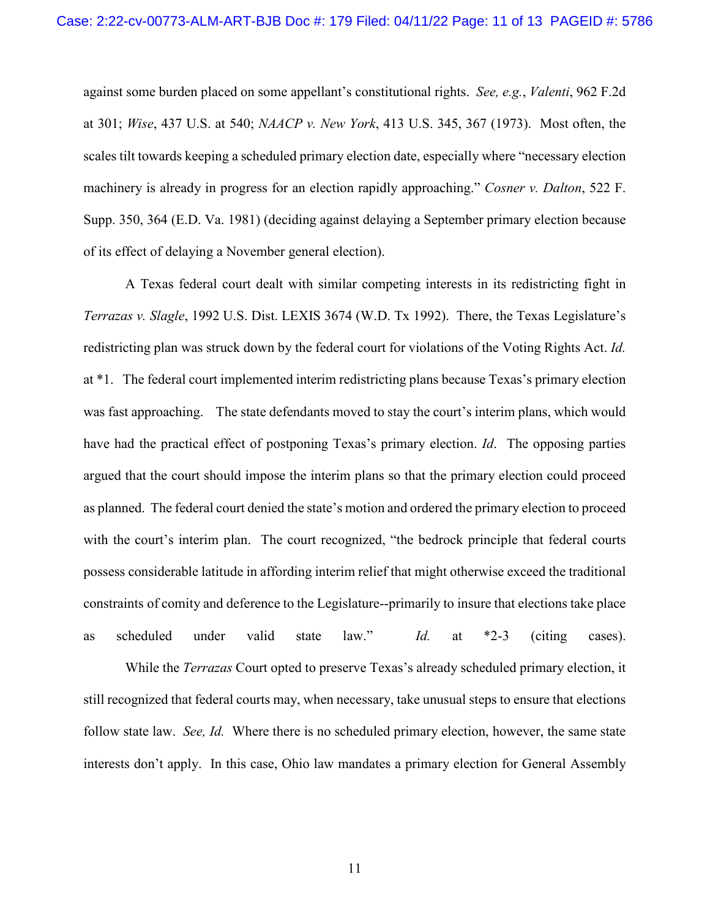against some burden placed on some appellant's constitutional rights. *See, e.g.*, *Valenti*, 962 F.2d at 301; *Wise*, 437 U.S. at 540; *NAACP v. New York*, 413 U.S. 345, 367 (1973). Most often, the scales tilt towards keeping a scheduled primary election date, especially where "necessary election machinery is already in progress for an election rapidly approaching." *Cosner v. Dalton*, 522 F. Supp. 350, 364 (E.D. Va. 1981) (deciding against delaying a September primary election because of its effect of delaying a November general election).

A Texas federal court dealt with similar competing interests in its redistricting fight in *Terrazas v. Slagle*, 1992 U.S. Dist. LEXIS 3674 (W.D. Tx 1992). There, the Texas Legislature's redistricting plan was struck down by the federal court for violations of the Voting Rights Act. *Id.* at *1. The federal court implemented interim redistricting plans because Texas's primary election was fast approaching. The state defendants moved to stay the court's interim plans, which would have had the practical effect of postponing Texas's primary election. *Id*. The opposing parties argued that the court should impose the interim plans so that the primary election could proceed as planned. The federal court denied the state's motion and ordered the primary election to proceed with the court's interim plan. The court recognized, "the bedrock principle that federal courts possess considerable latitude in affording interim relief that might otherwise exceed the traditional constraints of comity and deference to the Legislature--primarily to insure that elections take place as scheduled under valid state law." *Id.* at *2-3 (citing cases).

While the *Terrazas* Court opted to preserve Texas's already scheduled primary election, it still recognized that federal courts may, when necessary, take unusual steps to ensure that elections follow state law. *See, Id.* Where there is no scheduled primary election, however, the same state interests don't apply. In this case, Ohio law mandates a primary election for General Assembly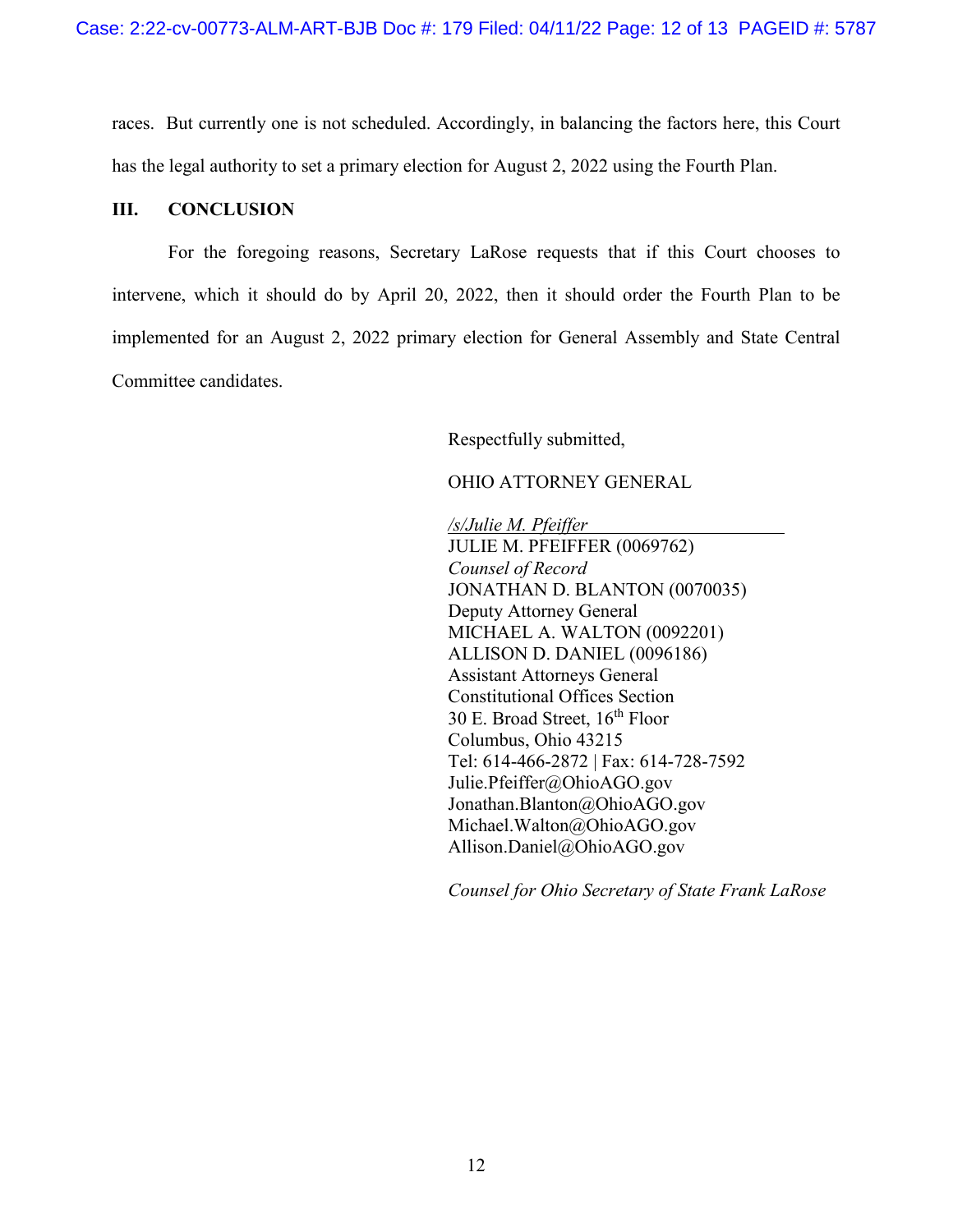races. But currently one is not scheduled. Accordingly, in balancing the factors here, this Court has the legal authority to set a primary election for August 2, 2022 using the Fourth Plan.

## III. CONCLUSION

For the foregoing reasons, Secretary LaRose requests that if this Court chooses to intervene, which it should do by April 20, 2022, then it should order the Fourth Plan to be implemented for an August 2, 2022 primary election for General Assembly and State Central Committee candidates.

Respectfully submitted,

OHIO ATTORNEY GENERAL

*/s/Julie M. Pfeiffer*
JULIE M. PFEIFFER (0069762)
*Counsel of Record*
JONATHAN D. BLANTON (0070035)
Deputy Attorney General
MICHAEL A. WALTON (0092201)
ALLISON D. DANIEL (0096186)
Assistant Attorneys General
Constitutional Offices Section
30 E. Broad Street, 16th Floor
Columbus, Ohio 43215
Tel: 614-466-2872 | Fax: 614-728-7592
Julie.Pfeiffer@OhioAGO.gov
Jonathan.Blanton@OhioAGO.gov
Michael.Walton@OhioAGO.gov
Allison.Daniel@OhioAGO.gov

*Counsel for Ohio Secretary of State Frank LaRose*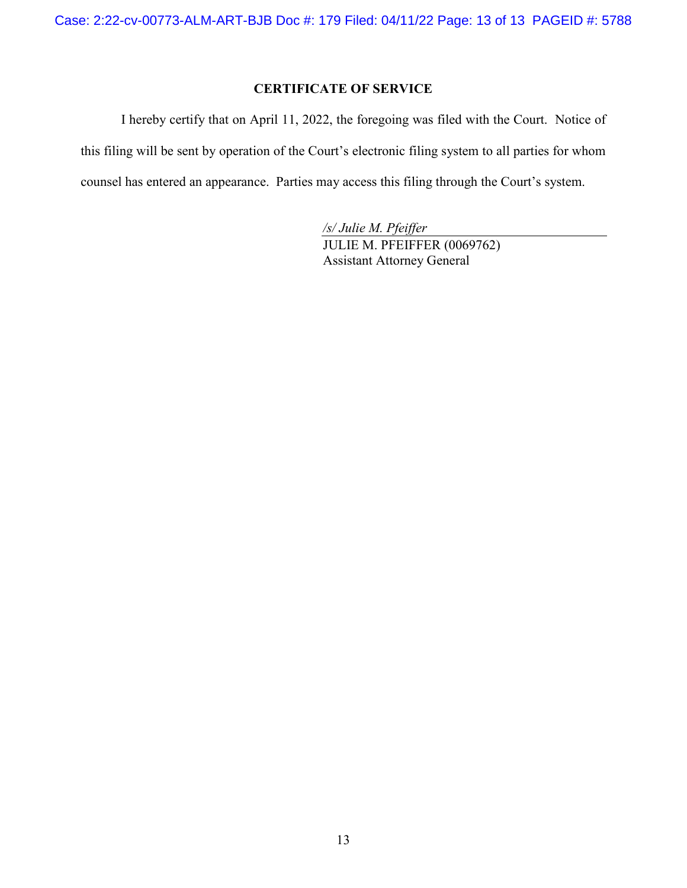**CERTIFICATE OF SERVICE**

I hereby certify that on April 11, 2022, the foregoing was filed with the Court. Notice of this filing will be sent by operation of the Court's electronic filing system to all parties for whom counsel has entered an appearance. Parties may access this filing through the Court's system.

*/s/ Julie M. Pfeiffer*
JULIE M. PFEIFFER (0069762)
Assistant Attorney General